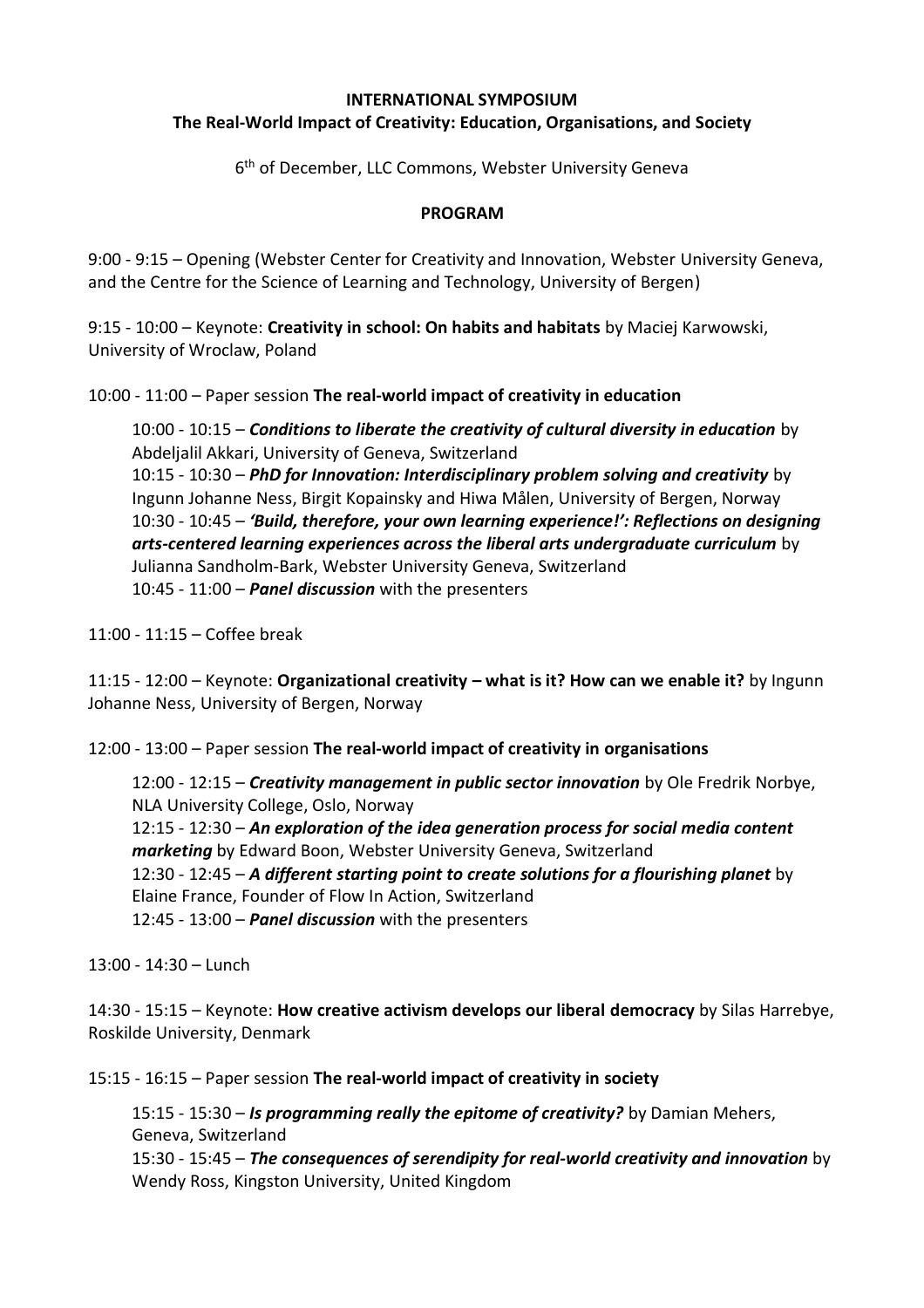**INTERNATIONAL SYMPOSIUM**

**The Real-World Impact of Creativity: Education, Organisations, and Society**

6th of December, LLC Commons, Webster University Geneva

**PROGRAM**

9:00 - 9:15 – Opening (Webster Center for Creativity and Innovation, Webster University Geneva, and the Centre for the Science of Learning and Technology, University of Bergen)

9:15 - 10:00 – Keynote: **Creativity in school: On habits and habitats** by Maciej Karwowski, University of Wroclaw, Poland

10:00 - 11:00 – Paper session **The real-world impact of creativity in education**

> 10:00 - 10:15 – ***Conditions to liberate the creativity of cultural diversity in education*** by Abdeljalil Akkari, University of Geneva, Switzerland
> 10:15 - 10:30 – ***PhD for Innovation: Interdisciplinary problem solving and creativity*** by Ingunn Johanne Ness, Birgit Kopainsky and Hiwa Målen, University of Bergen, Norway
> 10:30 - 10:45 – ***'Build, therefore, your own learning experience!': Reflections on designing arts-centered learning experiences across the liberal arts undergraduate curriculum*** by Julianna Sandholm-Bark, Webster University Geneva, Switzerland
> 10:45 - 11:00 – ***Panel discussion*** with the presenters

11:00 - 11:15 – Coffee break

11:15 - 12:00 – Keynote: **Organizational creativity – what is it? How can we enable it?** by Ingunn Johanne Ness, University of Bergen, Norway

12:00 - 13:00 – Paper session **The real-world impact of creativity in organisations**

> 12:00 - 12:15 – ***Creativity management in public sector innovation*** by Ole Fredrik Norbye, NLA University College, Oslo, Norway
> 12:15 - 12:30 – ***An exploration of the idea generation process for social media content marketing*** by Edward Boon, Webster University Geneva, Switzerland
> 12:30 - 12:45 – ***A different starting point to create solutions for a flourishing planet*** by Elaine France, Founder of Flow In Action, Switzerland
> 12:45 - 13:00 – ***Panel discussion*** with the presenters

13:00 - 14:30 – Lunch

14:30 - 15:15 – Keynote: **How creative activism develops our liberal democracy** by Silas Harrebye, Roskilde University, Denmark

15:15 - 16:15 – Paper session **The real-world impact of creativity in society**

> 15:15 - 15:30 – ***Is programming really the epitome of creativity?*** by Damian Mehers, Geneva, Switzerland
> 15:30 - 15:45 – ***The consequences of serendipity for real-world creativity and innovation*** by Wendy Ross, Kingston University, United Kingdom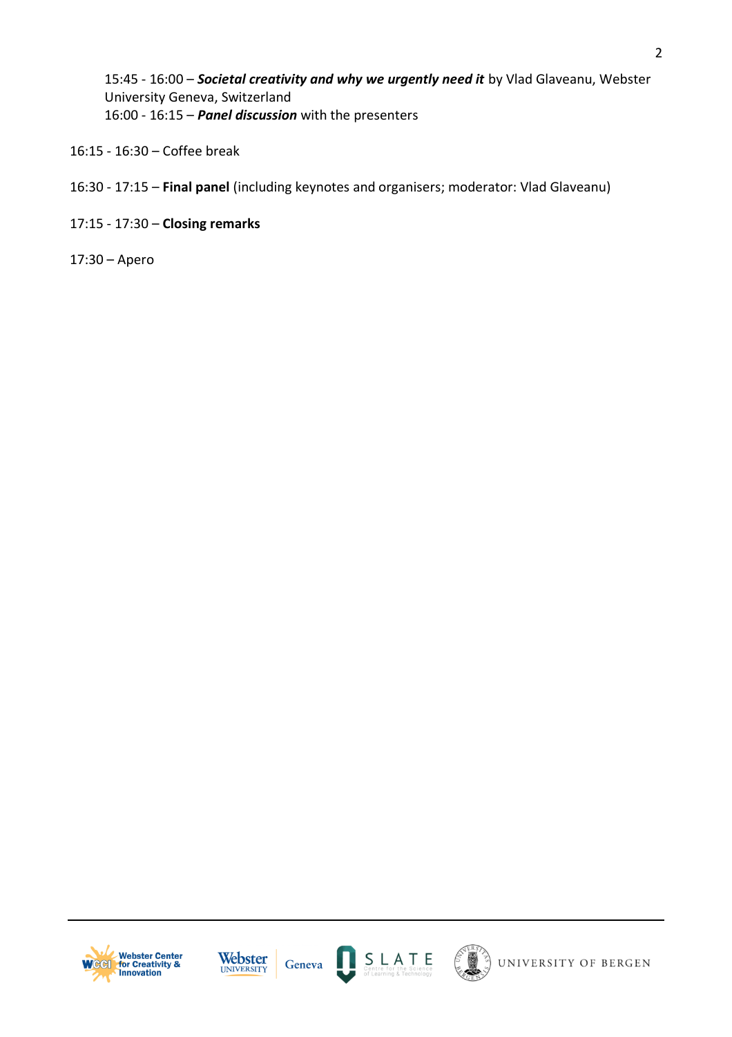15:45 - 16:00 – ***Societal creativity and why we urgently need it*** by Vlad Glaveanu, Webster University Geneva, Switzerland
16:00 - 16:15 – ***Panel discussion*** with the presenters

16:15 - 16:30 – Coffee break

16:30 - 17:15 – **Final panel** (including keynotes and organisers; moderator: Vlad Glaveanu)

17:15 - 17:30 – **Closing remarks**

17:30 – Apero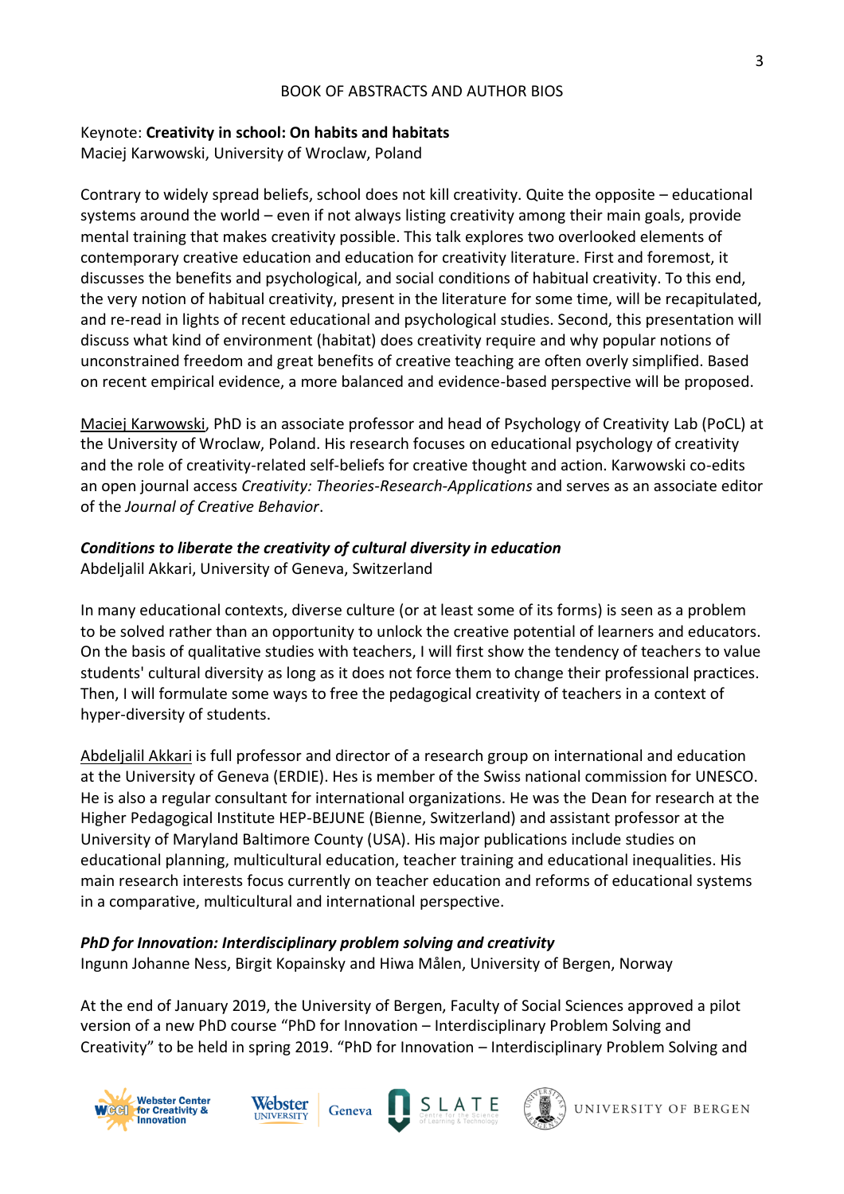Keynote: **Creativity in school: On habits and habitats**
Maciej Karwowski, University of Wroclaw, Poland

Contrary to widely spread beliefs, school does not kill creativity. Quite the opposite – educational systems around the world – even if not always listing creativity among their main goals, provide mental training that makes creativity possible. This talk explores two overlooked elements of contemporary creative education and education for creativity literature. First and foremost, it discusses the benefits and psychological, and social conditions of habitual creativity. To this end, the very notion of habitual creativity, present in the literature for some time, will be recapitulated, and re-read in lights of recent educational and psychological studies. Second, this presentation will discuss what kind of environment (habitat) does creativity require and why popular notions of unconstrained freedom and great benefits of creative teaching are often overly simplified. Based on recent empirical evidence, a more balanced and evidence-based perspective will be proposed.

Maciej Karwowski, PhD is an associate professor and head of Psychology of Creativity Lab (PoCL) at the University of Wroclaw, Poland. His research focuses on educational psychology of creativity and the role of creativity-related self-beliefs for creative thought and action. Karwowski co-edits an open journal access *Creativity: Theories-Research-Applications* and serves as an associate editor of the *Journal of Creative Behavior*.

***Conditions to liberate the creativity of cultural diversity in education***
Abdeljalil Akkari, University of Geneva, Switzerland

In many educational contexts, diverse culture (or at least some of its forms) is seen as a problem to be solved rather than an opportunity to unlock the creative potential of learners and educators. On the basis of qualitative studies with teachers, I will first show the tendency of teachers to value students' cultural diversity as long as it does not force them to change their professional practices. Then, I will formulate some ways to free the pedagogical creativity of teachers in a context of hyper-diversity of students.

Abdeljalil Akkari is full professor and director of a research group on international and education at the University of Geneva (ERDIE). Hes is member of the Swiss national commission for UNESCO. He is also a regular consultant for international organizations. He was the Dean for research at the Higher Pedagogical Institute HEP-BEJUNE (Bienne, Switzerland) and assistant professor at the University of Maryland Baltimore County (USA). His major publications include studies on educational planning, multicultural education, teacher training and educational inequalities. His main research interests focus currently on teacher education and reforms of educational systems in a comparative, multicultural and international perspective.

***PhD for Innovation: Interdisciplinary problem solving and creativity***
Ingunn Johanne Ness, Birgit Kopainsky and Hiwa Målen, University of Bergen, Norway

At the end of January 2019, the University of Bergen, Faculty of Social Sciences approved a pilot version of a new PhD course "PhD for Innovation – Interdisciplinary Problem Solving and Creativity" to be held in spring 2019. "PhD for Innovation – Interdisciplinary Problem Solving and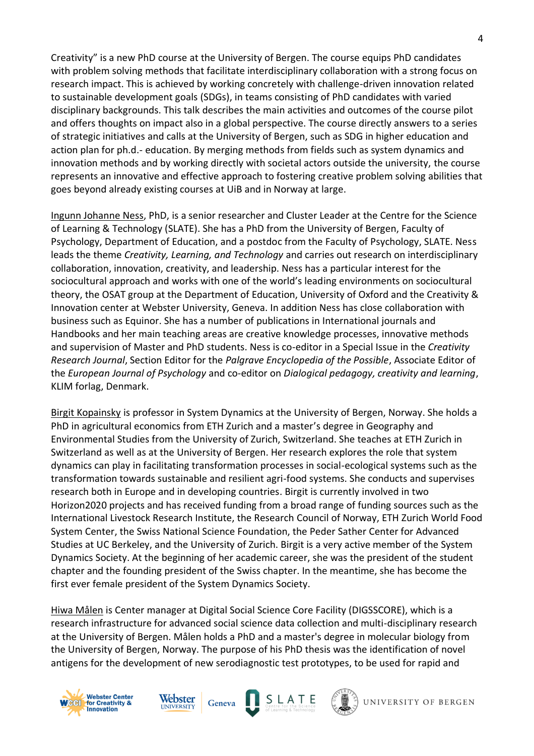Creativity" is a new PhD course at the University of Bergen. The course equips PhD candidates with problem solving methods that facilitate interdisciplinary collaboration with a strong focus on research impact. This is achieved by working concretely with challenge-driven innovation related to sustainable development goals (SDGs), in teams consisting of PhD candidates with varied disciplinary backgrounds. This talk describes the main activities and outcomes of the course pilot and offers thoughts on impact also in a global perspective. The course directly answers to a series of strategic initiatives and calls at the University of Bergen, such as SDG in higher education and action plan for ph.d.- education. By merging methods from fields such as system dynamics and innovation methods and by working directly with societal actors outside the university, the course represents an innovative and effective approach to fostering creative problem solving abilities that goes beyond already existing courses at UiB and in Norway at large.

Ingunn Johanne Ness, PhD, is a senior researcher and Cluster Leader at the Centre for the Science of Learning & Technology (SLATE). She has a PhD from the University of Bergen, Faculty of Psychology, Department of Education, and a postdoc from the Faculty of Psychology, SLATE. Ness leads the theme *Creativity, Learning, and Technology* and carries out research on interdisciplinary collaboration, innovation, creativity, and leadership. Ness has a particular interest for the sociocultural approach and works with one of the world's leading environments on sociocultural theory, the OSAT group at the Department of Education, University of Oxford and the Creativity & Innovation center at Webster University, Geneva. In addition Ness has close collaboration with business such as Equinor. She has a number of publications in International journals and Handbooks and her main teaching areas are creative knowledge processes, innovative methods and supervision of Master and PhD students. Ness is co-editor in a Special Issue in the *Creativity Research Journal*, Section Editor for the *Palgrave Encyclopedia of the Possible*, Associate Editor of the *European Journal of Psychology* and co-editor on *Dialogical pedagogy, creativity and learning*, KLIM forlag, Denmark.

Birgit Kopainsky is professor in System Dynamics at the University of Bergen, Norway. She holds a PhD in agricultural economics from ETH Zurich and a master's degree in Geography and Environmental Studies from the University of Zurich, Switzerland. She teaches at ETH Zurich in Switzerland as well as at the University of Bergen. Her research explores the role that system dynamics can play in facilitating transformation processes in social-ecological systems such as the transformation towards sustainable and resilient agri-food systems. She conducts and supervises research both in Europe and in developing countries. Birgit is currently involved in two Horizon2020 projects and has received funding from a broad range of funding sources such as the International Livestock Research Institute, the Research Council of Norway, ETH Zurich World Food System Center, the Swiss National Science Foundation, the Peder Sather Center for Advanced Studies at UC Berkeley, and the University of Zurich. Birgit is a very active member of the System Dynamics Society. At the beginning of her academic career, she was the president of the student chapter and the founding president of the Swiss chapter. In the meantime, she has become the first ever female president of the System Dynamics Society.

Hiwa Målen is Center manager at Digital Social Science Core Facility (DIGSSCORE), which is a research infrastructure for advanced social science data collection and multi-disciplinary research at the University of Bergen. Målen holds a PhD and a master's degree in molecular biology from the University of Bergen, Norway. The purpose of his PhD thesis was the identification of novel antigens for the development of new serodiagnostic test prototypes, to be used for rapid and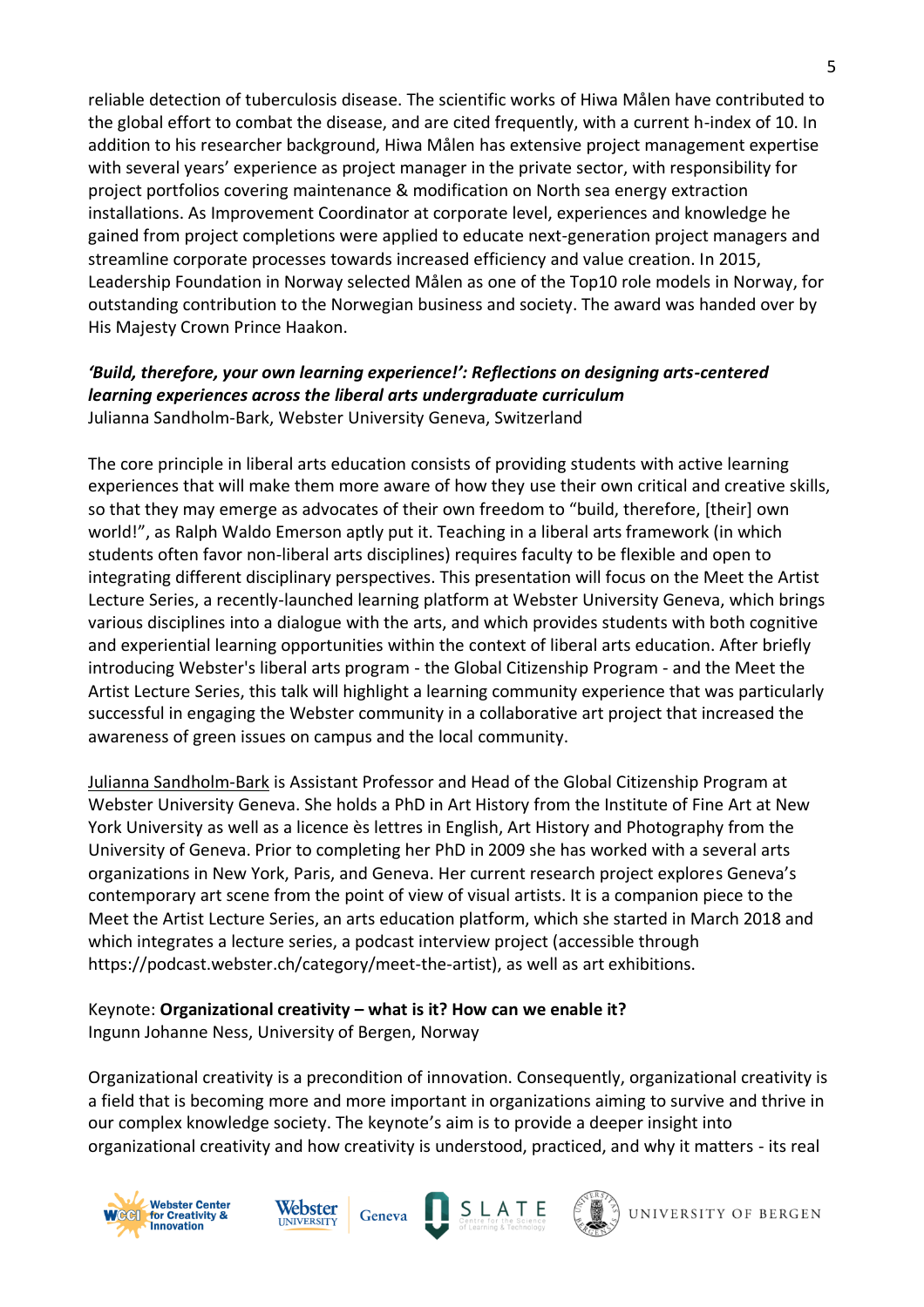reliable detection of tuberculosis disease. The scientific works of Hiwa Målen have contributed to the global effort to combat the disease, and are cited frequently, with a current h-index of 10. In addition to his researcher background, Hiwa Målen has extensive project management expertise with several years' experience as project manager in the private sector, with responsibility for project portfolios covering maintenance & modification on North sea energy extraction installations. As Improvement Coordinator at corporate level, experiences and knowledge he gained from project completions were applied to educate next-generation project managers and streamline corporate processes towards increased efficiency and value creation. In 2015, Leadership Foundation in Norway selected Målen as one of the Top10 role models in Norway, for outstanding contribution to the Norwegian business and society. The award was handed over by His Majesty Crown Prince Haakon.

***'Build, therefore, your own learning experience!': Reflections on designing arts-centered learning experiences across the liberal arts undergraduate curriculum***
Julianna Sandholm-Bark, Webster University Geneva, Switzerland

The core principle in liberal arts education consists of providing students with active learning experiences that will make them more aware of how they use their own critical and creative skills, so that they may emerge as advocates of their own freedom to "build, therefore, [their] own world!", as Ralph Waldo Emerson aptly put it. Teaching in a liberal arts framework (in which students often favor non-liberal arts disciplines) requires faculty to be flexible and open to integrating different disciplinary perspectives. This presentation will focus on the Meet the Artist Lecture Series, a recently-launched learning platform at Webster University Geneva, which brings various disciplines into a dialogue with the arts, and which provides students with both cognitive and experiential learning opportunities within the context of liberal arts education. After briefly introducing Webster's liberal arts program - the Global Citizenship Program - and the Meet the Artist Lecture Series, this talk will highlight a learning community experience that was particularly successful in engaging the Webster community in a collaborative art project that increased the awareness of green issues on campus and the local community.

Julianna Sandholm-Bark is Assistant Professor and Head of the Global Citizenship Program at Webster University Geneva. She holds a PhD in Art History from the Institute of Fine Art at New York University as well as a licence ès lettres in English, Art History and Photography from the University of Geneva. Prior to completing her PhD in 2009 she has worked with a several arts organizations in New York, Paris, and Geneva. Her current research project explores Geneva's contemporary art scene from the point of view of visual artists. It is a companion piece to the Meet the Artist Lecture Series, an arts education platform, which she started in March 2018 and which integrates a lecture series, a podcast interview project (accessible through https://podcast.webster.ch/category/meet-the-artist), as well as art exhibitions.

Keynote: **Organizational creativity – what is it? How can we enable it?**
Ingunn Johanne Ness, University of Bergen, Norway

Organizational creativity is a precondition of innovation. Consequently, organizational creativity is a field that is becoming more and more important in organizations aiming to survive and thrive in our complex knowledge society. The keynote's aim is to provide a deeper insight into organizational creativity and how creativity is understood, practiced, and why it matters - its real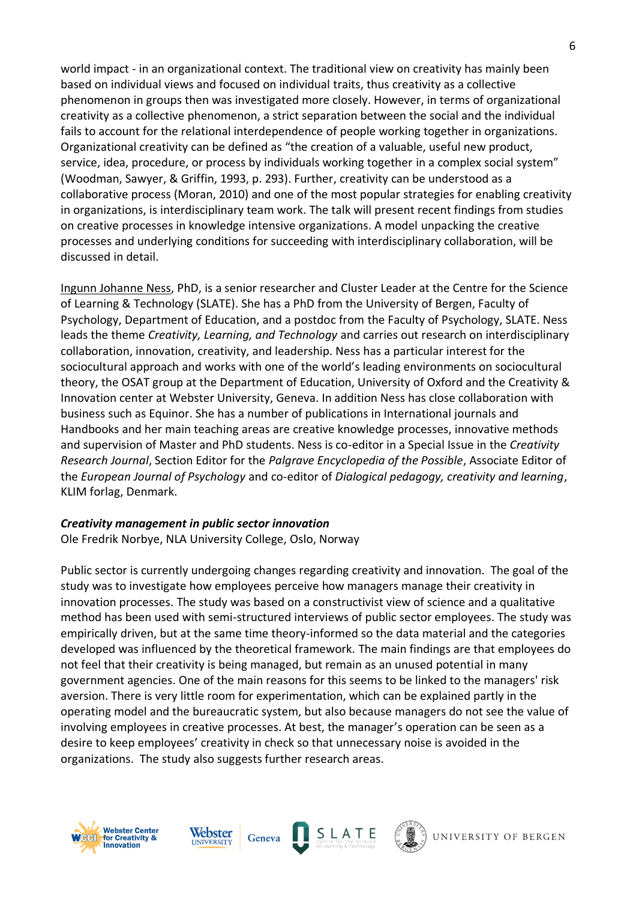world impact - in an organizational context. The traditional view on creativity has mainly been based on individual views and focused on individual traits, thus creativity as a collective phenomenon in groups then was investigated more closely. However, in terms of organizational creativity as a collective phenomenon, a strict separation between the social and the individual fails to account for the relational interdependence of people working together in organizations. Organizational creativity can be defined as "the creation of a valuable, useful new product, service, idea, procedure, or process by individuals working together in a complex social system" (Woodman, Sawyer, & Griffin, 1993, p. 293). Further, creativity can be understood as a collaborative process (Moran, 2010) and one of the most popular strategies for enabling creativity in organizations, is interdisciplinary team work. The talk will present recent findings from studies on creative processes in knowledge intensive organizations. A model unpacking the creative processes and underlying conditions for succeeding with interdisciplinary collaboration, will be discussed in detail.

Ingunn Johanne Ness, PhD, is a senior researcher and Cluster Leader at the Centre for the Science of Learning & Technology (SLATE). She has a PhD from the University of Bergen, Faculty of Psychology, Department of Education, and a postdoc from the Faculty of Psychology, SLATE. Ness leads the theme *Creativity, Learning, and Technology* and carries out research on interdisciplinary collaboration, innovation, creativity, and leadership. Ness has a particular interest for the sociocultural approach and works with one of the world's leading environments on sociocultural theory, the OSAT group at the Department of Education, University of Oxford and the Creativity & Innovation center at Webster University, Geneva. In addition Ness has close collaboration with business such as Equinor. She has a number of publications in International journals and Handbooks and her main teaching areas are creative knowledge processes, innovative methods and supervision of Master and PhD students. Ness is co-editor in a Special Issue in the *Creativity Research Journal*, Section Editor for the *Palgrave Encyclopedia of the Possible*, Associate Editor of the *European Journal of Psychology* and co-editor of *Dialogical pedagogy, creativity and learning*, KLIM forlag, Denmark.

***Creativity management in public sector innovation***

Ole Fredrik Norbye, NLA University College, Oslo, Norway

Public sector is currently undergoing changes regarding creativity and innovation. The goal of the study was to investigate how employees perceive how managers manage their creativity in innovation processes. The study was based on a constructivist view of science and a qualitative method has been used with semi-structured interviews of public sector employees. The study was empirically driven, but at the same time theory-informed so the data material and the categories developed was influenced by the theoretical framework. The main findings are that employees do not feel that their creativity is being managed, but remain as an unused potential in many government agencies. One of the main reasons for this seems to be linked to the managers' risk aversion. There is very little room for experimentation, which can be explained partly in the operating model and the bureaucratic system, but also because managers do not see the value of involving employees in creative processes. At best, the manager's operation can be seen as a desire to keep employees' creativity in check so that unnecessary noise is avoided in the organizations. The study also suggests further research areas.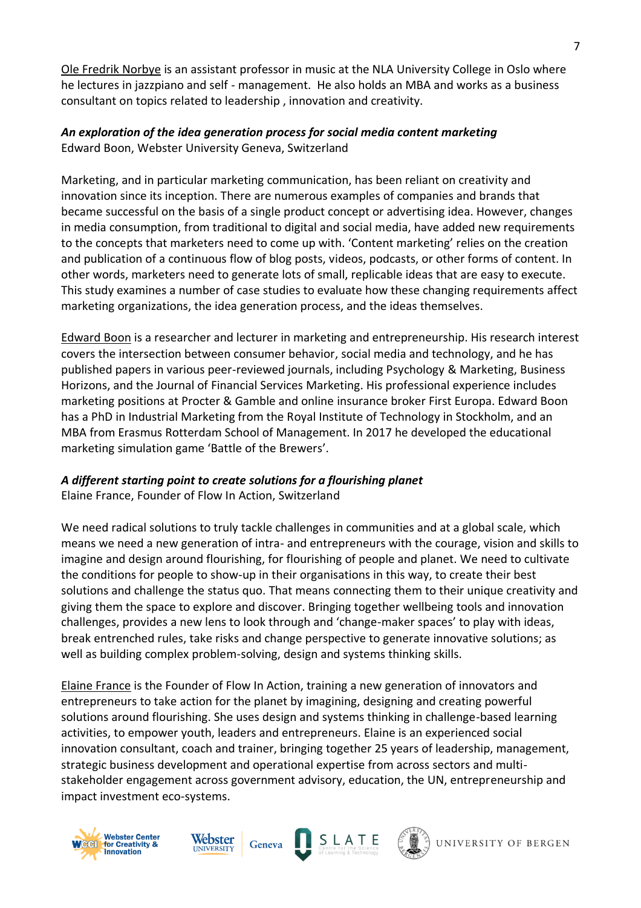Ole Fredrik Norbye is an assistant professor in music at the NLA University College in Oslo where he lectures in jazzpiano and self - management. He also holds an MBA and works as a business consultant on topics related to leadership , innovation and creativity.

***An exploration of the idea generation process for social media content marketing***
Edward Boon, Webster University Geneva, Switzerland

Marketing, and in particular marketing communication, has been reliant on creativity and innovation since its inception. There are numerous examples of companies and brands that became successful on the basis of a single product concept or advertising idea. However, changes in media consumption, from traditional to digital and social media, have added new requirements to the concepts that marketers need to come up with. 'Content marketing' relies on the creation and publication of a continuous flow of blog posts, videos, podcasts, or other forms of content. In other words, marketers need to generate lots of small, replicable ideas that are easy to execute. This study examines a number of case studies to evaluate how these changing requirements affect marketing organizations, the idea generation process, and the ideas themselves.

Edward Boon is a researcher and lecturer in marketing and entrepreneurship. His research interest covers the intersection between consumer behavior, social media and technology, and he has published papers in various peer-reviewed journals, including Psychology & Marketing, Business Horizons, and the Journal of Financial Services Marketing. His professional experience includes marketing positions at Procter & Gamble and online insurance broker First Europa. Edward Boon has a PhD in Industrial Marketing from the Royal Institute of Technology in Stockholm, and an MBA from Erasmus Rotterdam School of Management. In 2017 he developed the educational marketing simulation game 'Battle of the Brewers'.

***A different starting point to create solutions for a flourishing planet***
Elaine France, Founder of Flow In Action, Switzerland

We need radical solutions to truly tackle challenges in communities and at a global scale, which means we need a new generation of intra- and entrepreneurs with the courage, vision and skills to imagine and design around flourishing, for flourishing of people and planet. We need to cultivate the conditions for people to show-up in their organisations in this way, to create their best solutions and challenge the status quo. That means connecting them to their unique creativity and giving them the space to explore and discover. Bringing together wellbeing tools and innovation challenges, provides a new lens to look through and 'change-maker spaces' to play with ideas, break entrenched rules, take risks and change perspective to generate innovative solutions; as well as building complex problem-solving, design and systems thinking skills.

Elaine France is the Founder of Flow In Action, training a new generation of innovators and entrepreneurs to take action for the planet by imagining, designing and creating powerful solutions around flourishing. She uses design and systems thinking in challenge-based learning activities, to empower youth, leaders and entrepreneurs. Elaine is an experienced social innovation consultant, coach and trainer, bringing together 25 years of leadership, management, strategic business development and operational expertise from across sectors and multi-stakeholder engagement across government advisory, education, the UN, entrepreneurship and impact investment eco-systems.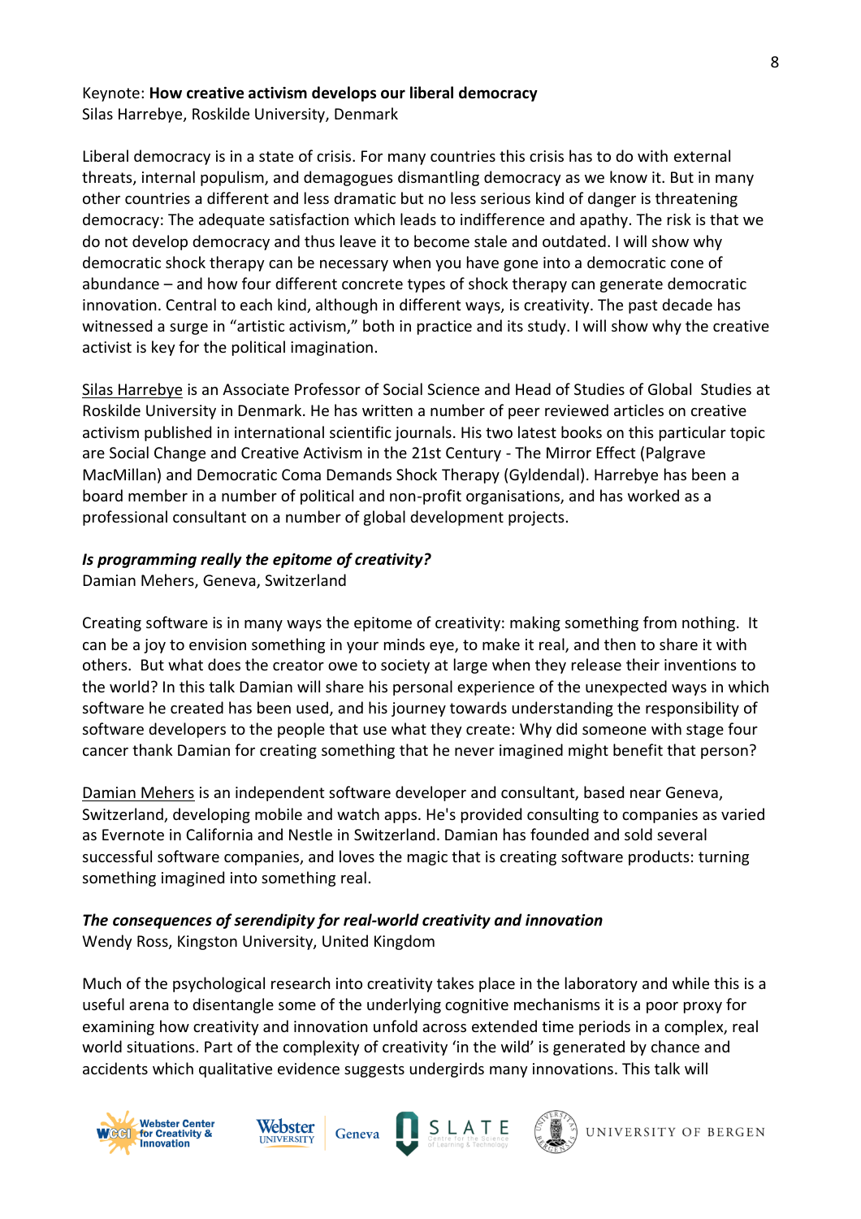Keynote: **How creative activism develops our liberal democracy**
Silas Harrebye, Roskilde University, Denmark

Liberal democracy is in a state of crisis. For many countries this crisis has to do with external threats, internal populism, and demagogues dismantling democracy as we know it. But in many other countries a different and less dramatic but no less serious kind of danger is threatening democracy: The adequate satisfaction which leads to indifference and apathy. The risk is that we do not develop democracy and thus leave it to become stale and outdated. I will show why democratic shock therapy can be necessary when you have gone into a democratic cone of abundance – and how four different concrete types of shock therapy can generate democratic innovation. Central to each kind, although in different ways, is creativity. The past decade has witnessed a surge in "artistic activism," both in practice and its study. I will show why the creative activist is key for the political imagination.

Silas Harrebye is an Associate Professor of Social Science and Head of Studies of Global Studies at Roskilde University in Denmark. He has written a number of peer reviewed articles on creative activism published in international scientific journals. His two latest books on this particular topic are Social Change and Creative Activism in the 21st Century - The Mirror Effect (Palgrave MacMillan) and Democratic Coma Demands Shock Therapy (Gyldendal). Harrebye has been a board member in a number of political and non-profit organisations, and has worked as a professional consultant on a number of global development projects.

***Is programming really the epitome of creativity?***
Damian Mehers, Geneva, Switzerland

Creating software is in many ways the epitome of creativity: making something from nothing. It can be a joy to envision something in your minds eye, to make it real, and then to share it with others. But what does the creator owe to society at large when they release their inventions to the world? In this talk Damian will share his personal experience of the unexpected ways in which software he created has been used, and his journey towards understanding the responsibility of software developers to the people that use what they create: Why did someone with stage four cancer thank Damian for creating something that he never imagined might benefit that person?

Damian Mehers is an independent software developer and consultant, based near Geneva, Switzerland, developing mobile and watch apps. He's provided consulting to companies as varied as Evernote in California and Nestle in Switzerland. Damian has founded and sold several successful software companies, and loves the magic that is creating software products: turning something imagined into something real.

***The consequences of serendipity for real-world creativity and innovation***
Wendy Ross, Kingston University, United Kingdom

Much of the psychological research into creativity takes place in the laboratory and while this is a useful arena to disentangle some of the underlying cognitive mechanisms it is a poor proxy for examining how creativity and innovation unfold across extended time periods in a complex, real world situations. Part of the complexity of creativity 'in the wild' is generated by chance and accidents which qualitative evidence suggests undergirds many innovations. This talk will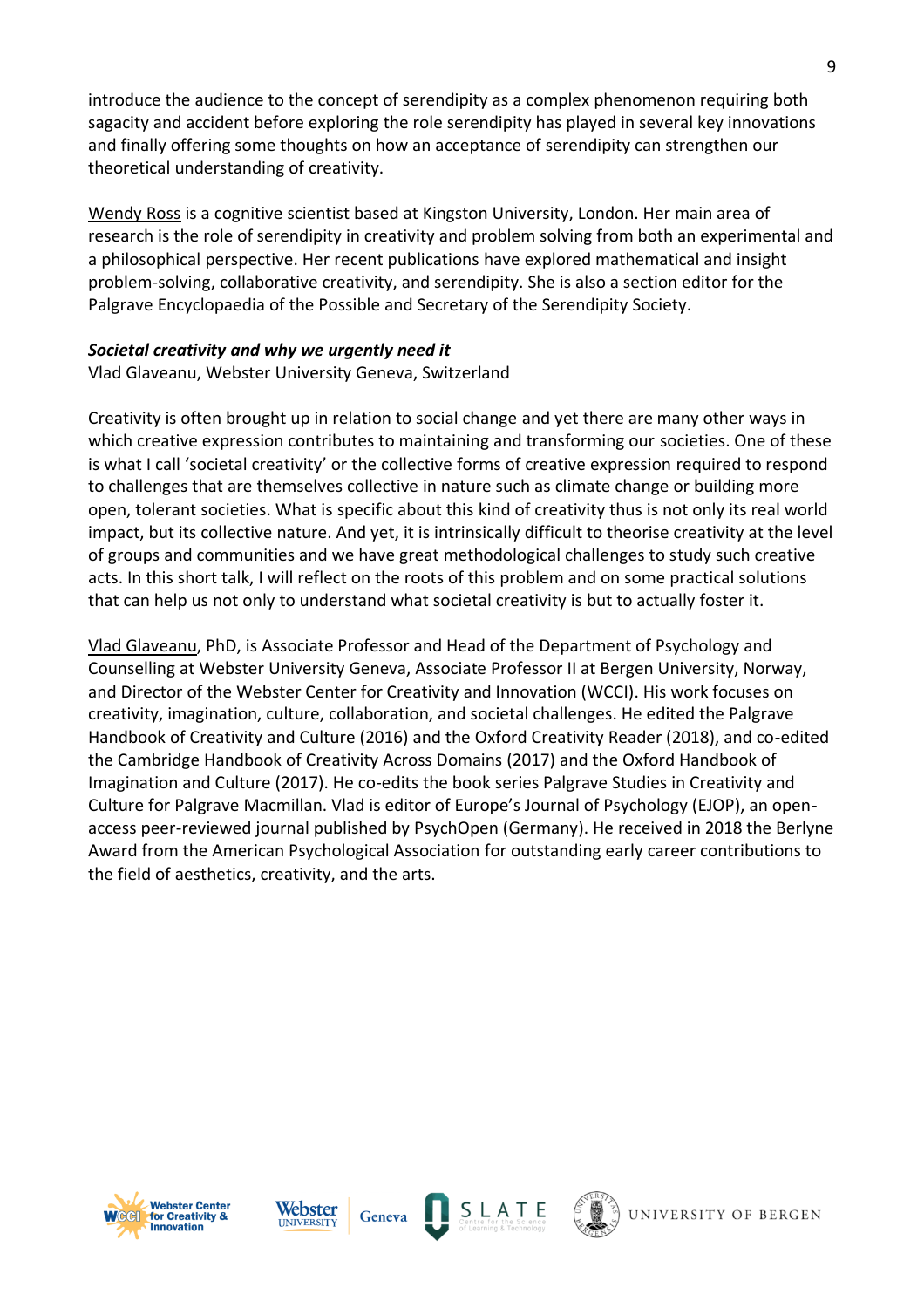introduce the audience to the concept of serendipity as a complex phenomenon requiring both sagacity and accident before exploring the role serendipity has played in several key innovations and finally offering some thoughts on how an acceptance of serendipity can strengthen our theoretical understanding of creativity.

Wendy Ross is a cognitive scientist based at Kingston University, London. Her main area of research is the role of serendipity in creativity and problem solving from both an experimental and a philosophical perspective. Her recent publications have explored mathematical and insight problem-solving, collaborative creativity, and serendipity. She is also a section editor for the Palgrave Encyclopaedia of the Possible and Secretary of the Serendipity Society.

***Societal creativity and why we urgently need it***

Vlad Glaveanu, Webster University Geneva, Switzerland

Creativity is often brought up in relation to social change and yet there are many other ways in which creative expression contributes to maintaining and transforming our societies. One of these is what I call 'societal creativity' or the collective forms of creative expression required to respond to challenges that are themselves collective in nature such as climate change or building more open, tolerant societies. What is specific about this kind of creativity thus is not only its real world impact, but its collective nature. And yet, it is intrinsically difficult to theorise creativity at the level of groups and communities and we have great methodological challenges to study such creative acts. In this short talk, I will reflect on the roots of this problem and on some practical solutions that can help us not only to understand what societal creativity is but to actually foster it.

Vlad Glaveanu, PhD, is Associate Professor and Head of the Department of Psychology and Counselling at Webster University Geneva, Associate Professor II at Bergen University, Norway, and Director of the Webster Center for Creativity and Innovation (WCCI). His work focuses on creativity, imagination, culture, collaboration, and societal challenges. He edited the Palgrave Handbook of Creativity and Culture (2016) and the Oxford Creativity Reader (2018), and co-edited the Cambridge Handbook of Creativity Across Domains (2017) and the Oxford Handbook of Imagination and Culture (2017). He co-edits the book series Palgrave Studies in Creativity and Culture for Palgrave Macmillan. Vlad is editor of Europe's Journal of Psychology (EJOP), an open-access peer-reviewed journal published by PsychOpen (Germany). He received in 2018 the Berlyne Award from the American Psychological Association for outstanding early career contributions to the field of aesthetics, creativity, and the arts.